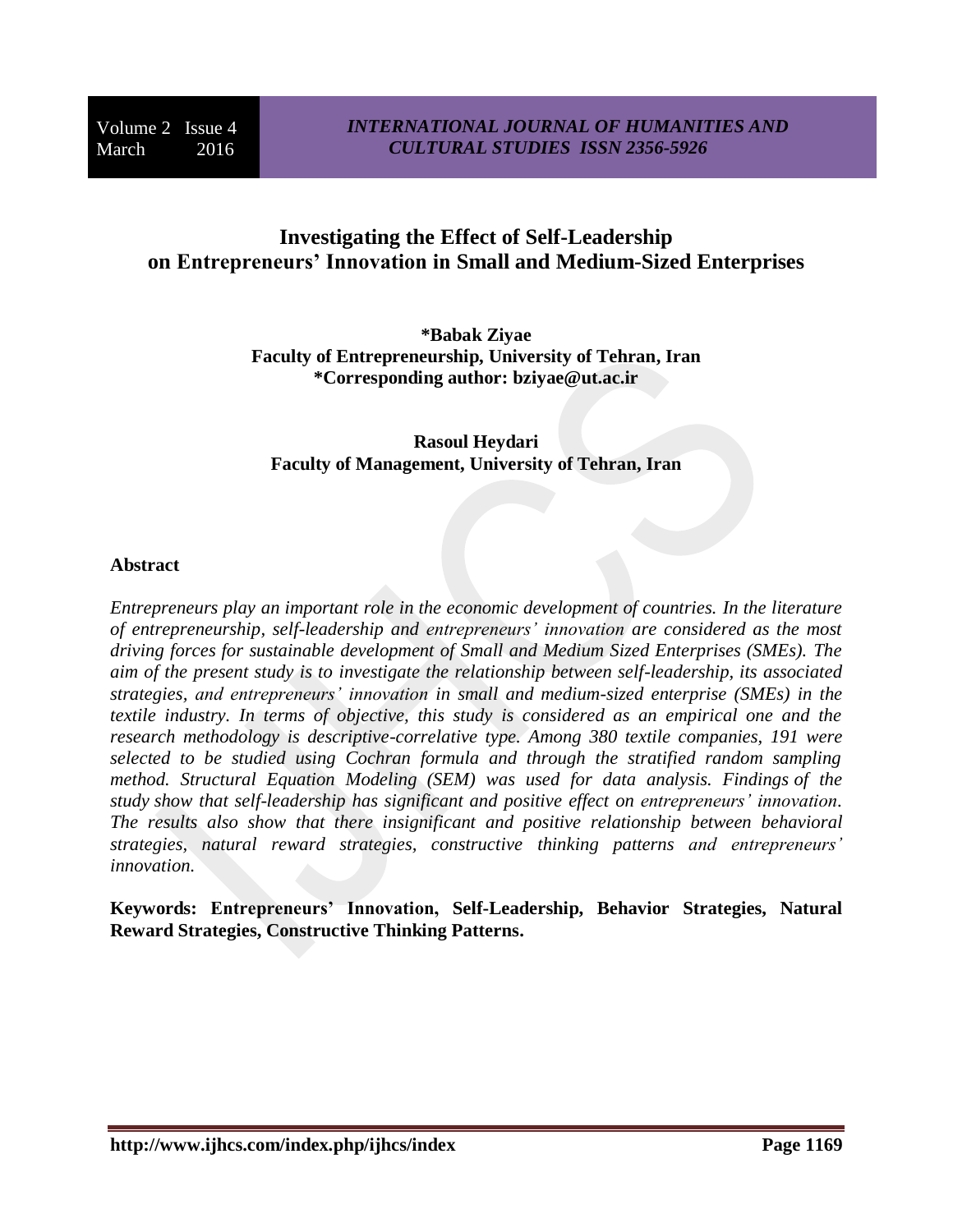# Investigating the Effect of Self-Leadership on Entrepreneurs' Innovation in Small and Medium-Sized Enterprises

**\*Babak Ziyae**
**Faculty of Entrepreneurship, University of Tehran, Iran**
**\*Corresponding author: bziyae@ut.ac.ir**

**Rasoul Heydari**
**Faculty of Management, University of Tehran, Iran**

## Abstract

*Entrepreneurs play an important role in the economic development of countries. In the literature of entrepreneurship, self-leadership and entrepreneurs' innovation are considered as the most driving forces for sustainable development of Small and Medium Sized Enterprises (SMEs). The aim of the present study is to investigate the relationship between self-leadership, its associated strategies, and entrepreneurs' innovation in small and medium-sized enterprise (SMEs) in the textile industry. In terms of objective, this study is considered as an empirical one and the research methodology is descriptive-correlative type. Among 380 textile companies, 191 were selected to be studied using Cochran formula and through the stratified random sampling method. Structural Equation Modeling (SEM) was used for data analysis. Findings of the study show that self-leadership has significant and positive effect on entrepreneurs' innovation. The results also show that there insignificant and positive relationship between behavioral strategies, natural reward strategies, constructive thinking patterns and entrepreneurs' innovation.*

**Keywords: Entrepreneurs' Innovation, Self-Leadership, Behavior Strategies, Natural Reward Strategies, Constructive Thinking Patterns.**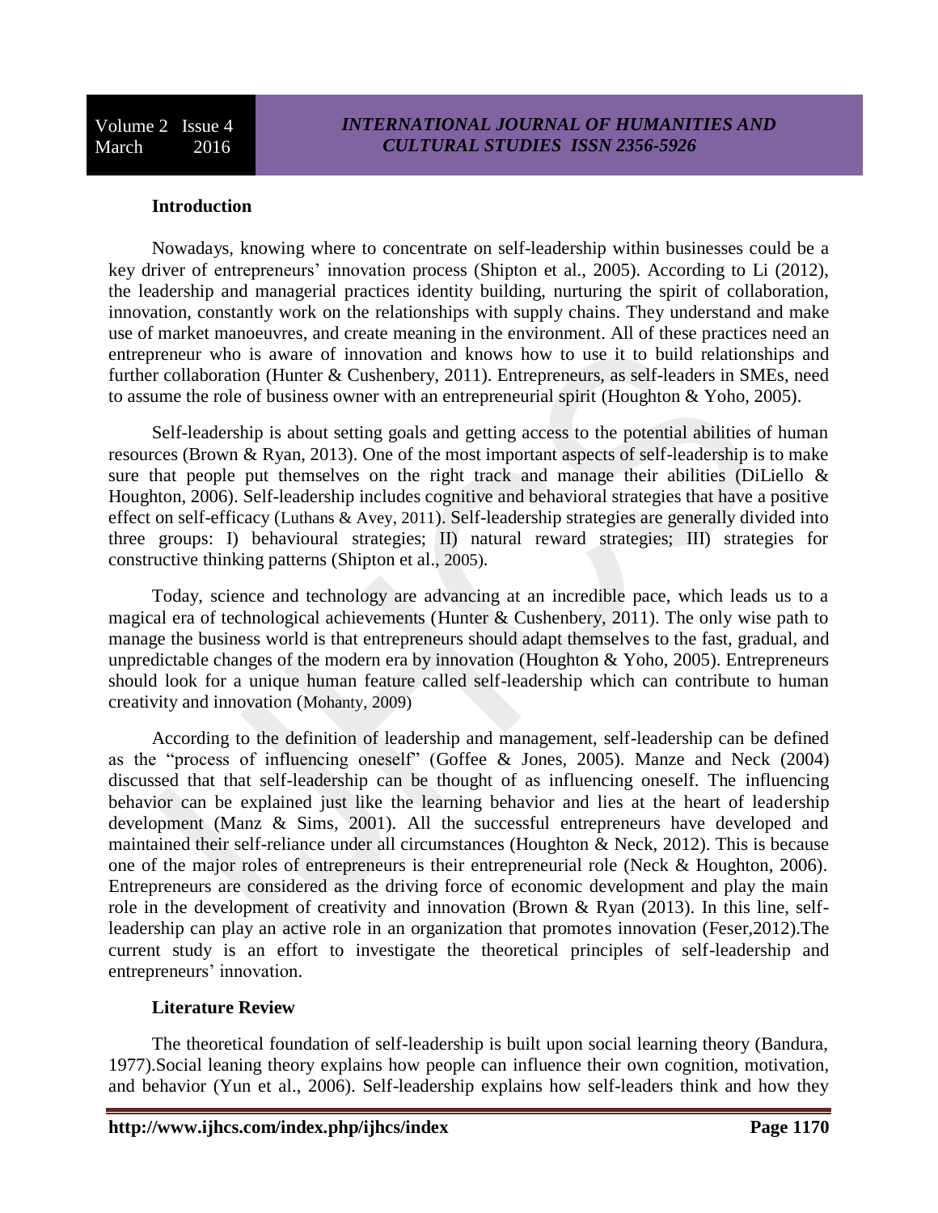**Introduction**

Nowadays, knowing where to concentrate on self-leadership within businesses could be a key driver of entrepreneurs' innovation process (Shipton et al., 2005). According to Li (2012), the leadership and managerial practices identity building, nurturing the spirit of collaboration, innovation, constantly work on the relationships with supply chains. They understand and make use of market manoeuvres, and create meaning in the environment. All of these practices need an entrepreneur who is aware of innovation and knows how to use it to build relationships and further collaboration (Hunter & Cushenbery, 2011). Entrepreneurs, as self-leaders in SMEs, need to assume the role of business owner with an entrepreneurial spirit (Houghton & Yoho, 2005).

Self-leadership is about setting goals and getting access to the potential abilities of human resources (Brown & Ryan, 2013). One of the most important aspects of self-leadership is to make sure that people put themselves on the right track and manage their abilities (DiLiello & Houghton, 2006). Self-leadership includes cognitive and behavioral strategies that have a positive effect on self-efficacy (Luthans & Avey, 2011). Self-leadership strategies are generally divided into three groups: I) behavioural strategies; II) natural reward strategies; III) strategies for constructive thinking patterns (Shipton et al., 2005).

Today, science and technology are advancing at an incredible pace, which leads us to a magical era of technological achievements (Hunter & Cushenbery, 2011). The only wise path to manage the business world is that entrepreneurs should adapt themselves to the fast, gradual, and unpredictable changes of the modern era by innovation (Houghton & Yoho, 2005). Entrepreneurs should look for a unique human feature called self-leadership which can contribute to human creativity and innovation (Mohanty, 2009)

According to the definition of leadership and management, self-leadership can be defined as the "process of influencing oneself" (Goffee & Jones, 2005). Manze and Neck (2004) discussed that that self-leadership can be thought of as influencing oneself. The influencing behavior can be explained just like the learning behavior and lies at the heart of leadership development (Manz & Sims, 2001). All the successful entrepreneurs have developed and maintained their self-reliance under all circumstances (Houghton & Neck, 2012). This is because one of the major roles of entrepreneurs is their entrepreneurial role (Neck & Houghton, 2006). Entrepreneurs are considered as the driving force of economic development and play the main role in the development of creativity and innovation (Brown & Ryan (2013). In this line, self-leadership can play an active role in an organization that promotes innovation (Feser,2012).The current study is an effort to investigate the theoretical principles of self-leadership and entrepreneurs' innovation.

**Literature Review**

The theoretical foundation of self-leadership is built upon social learning theory (Bandura, 1977).Social leaning theory explains how people can influence their own cognition, motivation, and behavior (Yun et al., 2006). Self-leadership explains how self-leaders think and how they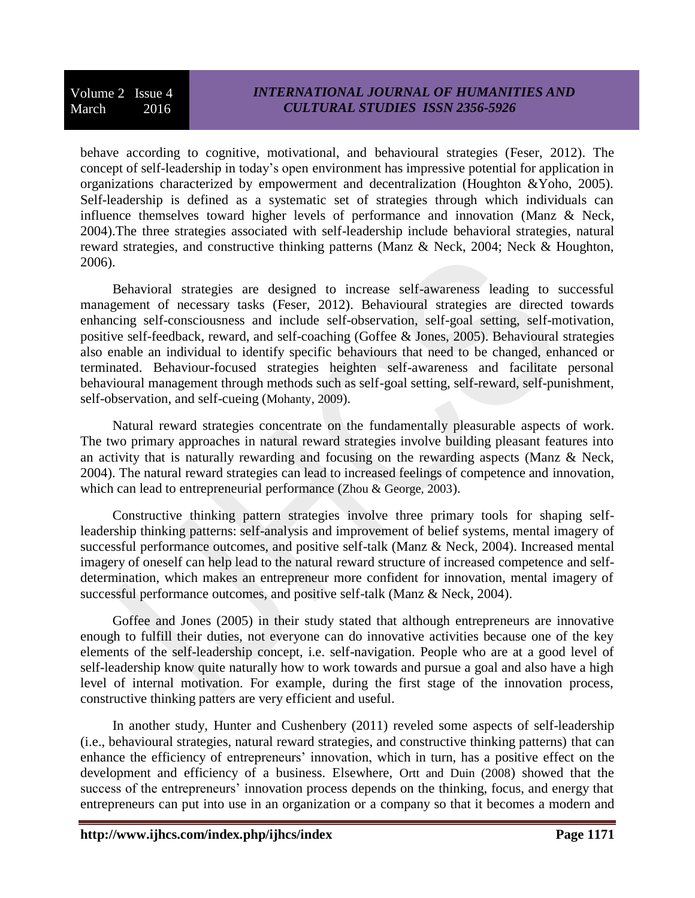behave according to cognitive, motivational, and behavioural strategies (Feser, 2012). The concept of self-leadership in today's open environment has impressive potential for application in organizations characterized by empowerment and decentralization (Houghton &Yoho, 2005). Self-leadership is defined as a systematic set of strategies through which individuals can influence themselves toward higher levels of performance and innovation (Manz & Neck, 2004).The three strategies associated with self-leadership include behavioral strategies, natural reward strategies, and constructive thinking patterns (Manz & Neck, 2004; Neck & Houghton, 2006).

Behavioral strategies are designed to increase self-awareness leading to successful management of necessary tasks (Feser, 2012). Behavioural strategies are directed towards enhancing self-consciousness and include self-observation, self-goal setting, self-motivation, positive self-feedback, reward, and self-coaching (Goffee & Jones, 2005). Behavioural strategies also enable an individual to identify specific behaviours that need to be changed, enhanced or terminated. Behaviour-focused strategies heighten self-awareness and facilitate personal behavioural management through methods such as self-goal setting, self-reward, self-punishment, self-observation, and self-cueing (Mohanty, 2009).

Natural reward strategies concentrate on the fundamentally pleasurable aspects of work. The two primary approaches in natural reward strategies involve building pleasant features into an activity that is naturally rewarding and focusing on the rewarding aspects (Manz & Neck, 2004). The natural reward strategies can lead to increased feelings of competence and innovation, which can lead to entrepreneurial performance (Zhou & George, 2003).

Constructive thinking pattern strategies involve three primary tools for shaping self-leadership thinking patterns: self-analysis and improvement of belief systems, mental imagery of successful performance outcomes, and positive self-talk (Manz & Neck, 2004). Increased mental imagery of oneself can help lead to the natural reward structure of increased competence and self-determination, which makes an entrepreneur more confident for innovation, mental imagery of successful performance outcomes, and positive self-talk (Manz & Neck, 2004).

Goffee and Jones (2005) in their study stated that although entrepreneurs are innovative enough to fulfill their duties, not everyone can do innovative activities because one of the key elements of the self-leadership concept, i.e. self-navigation. People who are at a good level of self-leadership know quite naturally how to work towards and pursue a goal and also have a high level of internal motivation. For example, during the first stage of the innovation process, constructive thinking patters are very efficient and useful.

In another study, Hunter and Cushenbery (2011) reveled some aspects of self-leadership (i.e., behavioural strategies, natural reward strategies, and constructive thinking patterns) that can enhance the efficiency of entrepreneurs' innovation, which in turn, has a positive effect on the development and efficiency of a business. Elsewhere, Ortt and Duin (2008) showed that the success of the entrepreneurs' innovation process depends on the thinking, focus, and energy that entrepreneurs can put into use in an organization or a company so that it becomes a modern and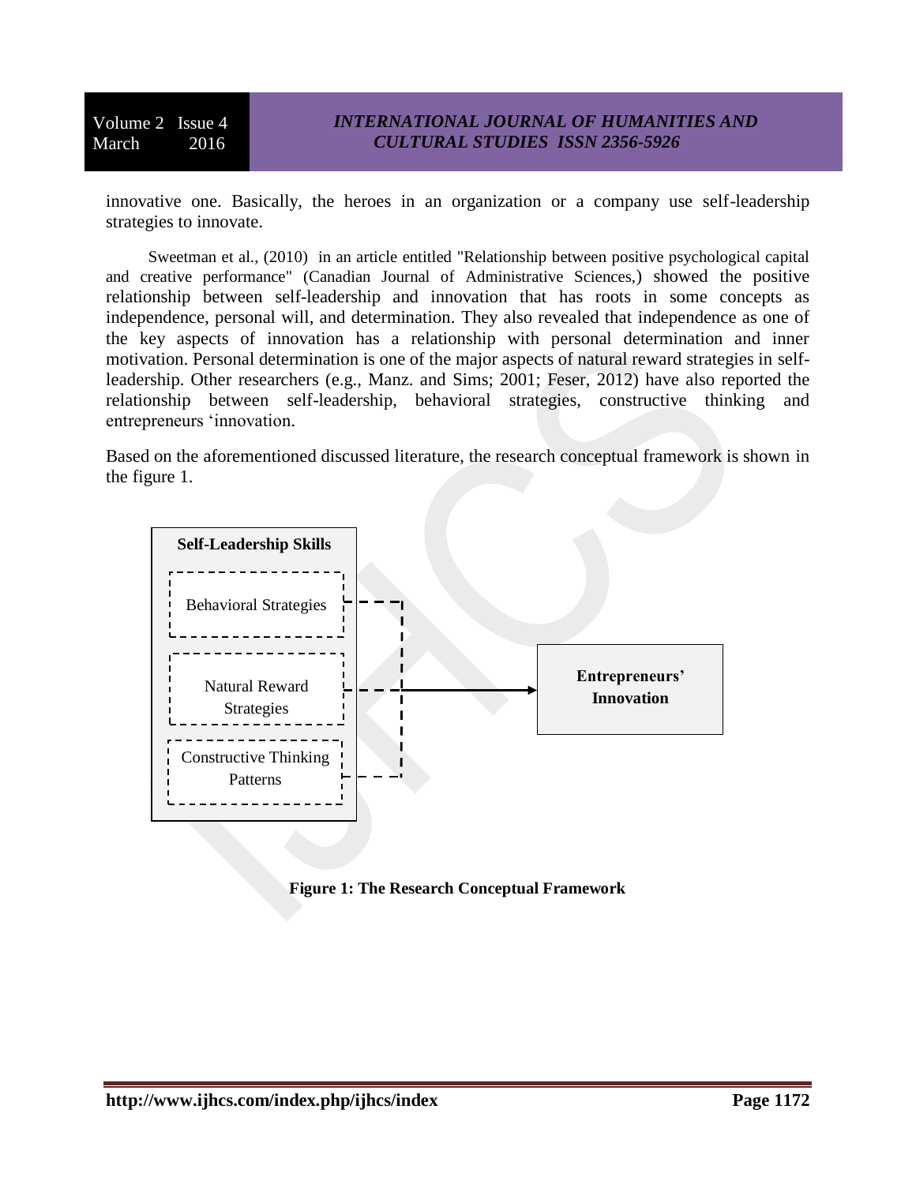innovative one. Basically, the heroes in an organization or a company use self-leadership strategies to innovate.

Sweetman et al., (2010) in an article entitled "Relationship between positive psychological capital and creative performance" (Canadian Journal of Administrative Sciences,) showed the positive relationship between self-leadership and innovation that has roots in some concepts as independence, personal will, and determination. They also revealed that independence as one of the key aspects of innovation has a relationship with personal determination and inner motivation. Personal determination is one of the major aspects of natural reward strategies in self-leadership. Other researchers (e.g., Manz. and Sims; 2001; Feser, 2012) have also reported the relationship between self-leadership, behavioral strategies, constructive thinking and entrepreneurs 'innovation.

Based on the aforementioned discussed literature, the research conceptual framework is shown in the figure 1.

**Self-Leadership Skills**

Behavioral Strategies

Natural Reward Strategies

Constructive Thinking Patterns

**Entrepreneurs' Innovation**

**Figure 1: The Research Conceptual Framework**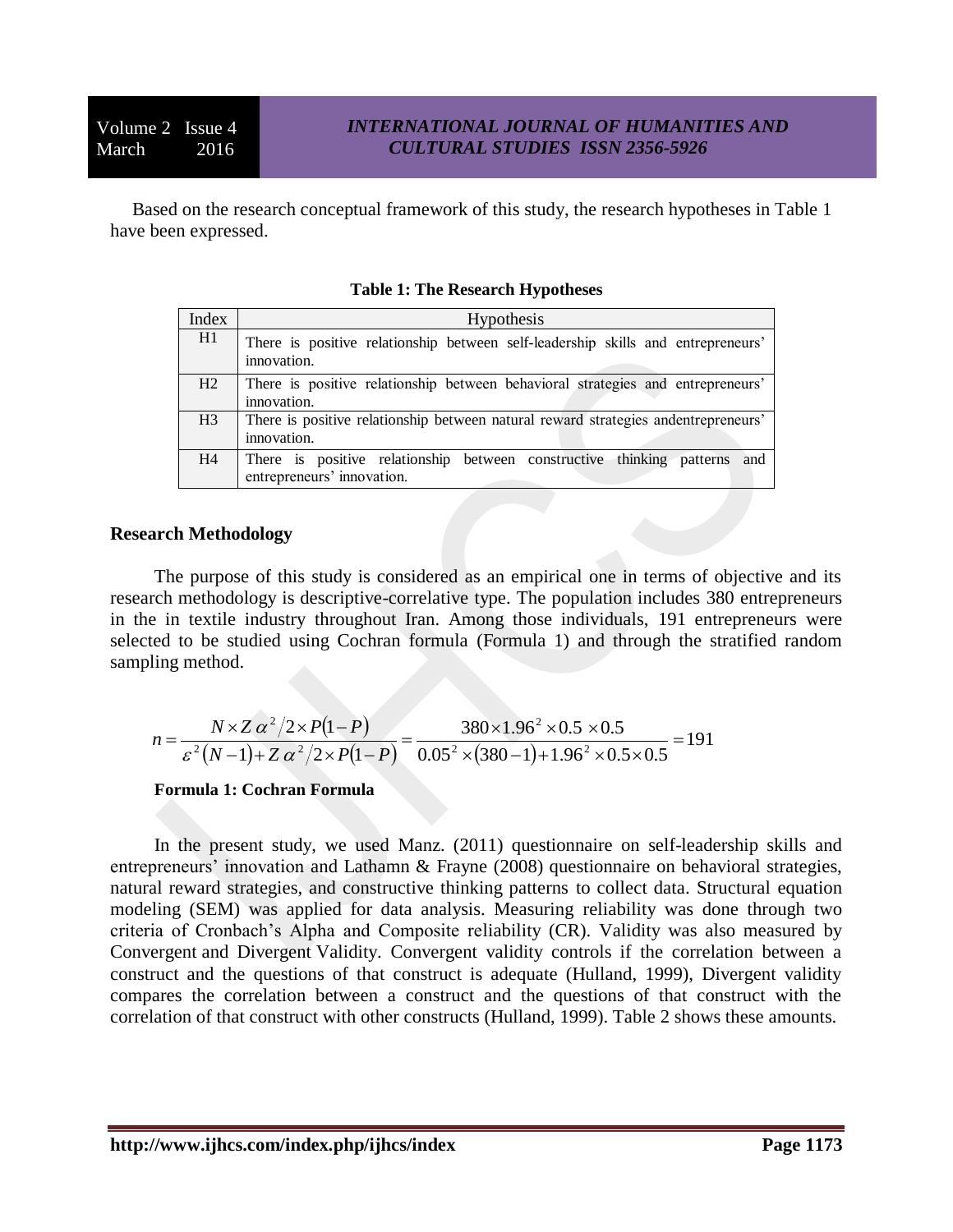Based on the research conceptual framework of this study, the research hypotheses in Table 1 have been expressed.

**Table 1: The Research Hypotheses**

| Index | Hypothesis |
|---|---|
| H1 | There is positive relationship between self-leadership skills and entrepreneurs' innovation. |
| H2 | There is positive relationship between behavioral strategies and entrepreneurs' innovation. |
| H3 | There is positive relationship between natural reward strategies andentrepreneurs' innovation. |
| H4 | There is positive relationship between constructive thinking patterns and entrepreneurs' innovation. |

## Research Methodology

The purpose of this study is considered as an empirical one in terms of objective and its research methodology is descriptive-correlative type. The population includes 380 entrepreneurs in the in textile industry throughout Iran. Among those individuals, 191 entrepreneurs were selected to be studied using Cochran formula (Formula 1) and through the stratified random sampling method.

$$n = \frac{N \times Z\,\alpha^2/2 \times P(1-P)}{\varepsilon^2(N-1) + Z\,\alpha^2/2 \times P(1-P)} = \frac{380 \times 1.96^2 \times 0.5 \times 0.5}{0.05^2 \times (380-1) + 1.96^2 \times 0.5 \times 0.5} = 191$$

**Formula 1: Cochran Formula**

In the present study, we used Manz. (2011) questionnaire on self-leadership skills and entrepreneurs' innovation and Lathamn & Frayne (2008) questionnaire on behavioral strategies, natural reward strategies, and constructive thinking patterns to collect data. Structural equation modeling (SEM) was applied for data analysis. Measuring reliability was done through two criteria of Cronbach's Alpha and Composite reliability (CR). Validity was also measured by Convergent and Divergent Validity. Convergent validity controls if the correlation between a construct and the questions of that construct is adequate (Hulland, 1999), Divergent validity compares the correlation between a construct and the questions of that construct with the correlation of that construct with other constructs (Hulland, 1999). Table 2 shows these amounts.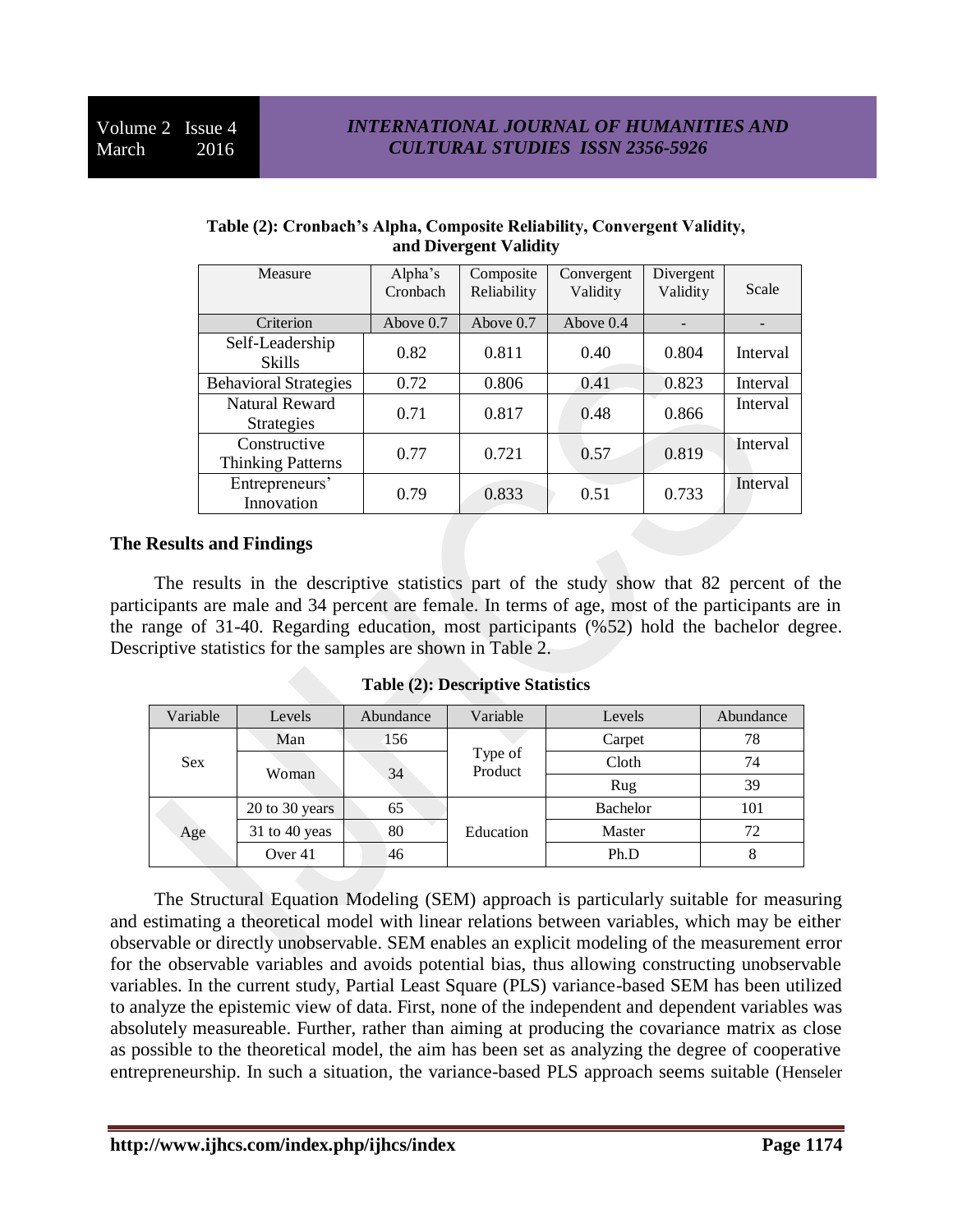**Table (2): Cronbach's Alpha, Composite Reliability, Convergent Validity, and Divergent Validity**

| Measure | Alpha's Cronbach | Composite Reliability | Convergent Validity | Divergent Validity | Scale |
|---|---|---|---|---|---|
| Criterion | Above 0.7 | Above 0.7 | Above 0.4 | - | - |
| Self-Leadership Skills | 0.82 | 0.811 | 0.40 | 0.804 | Interval |
| Behavioral Strategies | 0.72 | 0.806 | 0.41 | 0.823 | Interval |
| Natural Reward Strategies | 0.71 | 0.817 | 0.48 | 0.866 | Interval |
| Constructive Thinking Patterns | 0.77 | 0.721 | 0.57 | 0.819 | Interval |
| Entrepreneurs' Innovation | 0.79 | 0.833 | 0.51 | 0.733 | Interval |

## The Results and Findings

The results in the descriptive statistics part of the study show that 82 percent of the participants are male and 34 percent are female. In terms of age, most of the participants are in the range of 31-40. Regarding education, most participants (%52) hold the bachelor degree. Descriptive statistics for the samples are shown in Table 2.

**Table (2): Descriptive Statistics**

| Variable | Levels | Abundance | Variable | Levels | Abundance |
|---|---|---|---|---|---|
| Sex | Man | 156 | Type of Product | Carpet | 78 |
| | Woman | 34 | | Cloth | 74 |
| | | | | Rug | 39 |
| Age | 20 to 30 years | 65 | Education | Bachelor | 101 |
| | 31 to 40 yeas | 80 | | Master | 72 |
| | Over 41 | 46 | | Ph.D | 8 |

The Structural Equation Modeling (SEM) approach is particularly suitable for measuring and estimating a theoretical model with linear relations between variables, which may be either observable or directly unobservable. SEM enables an explicit modeling of the measurement error for the observable variables and avoids potential bias, thus allowing constructing unobservable variables. In the current study, Partial Least Square (PLS) variance-based SEM has been utilized to analyze the epistemic view of data. First, none of the independent and dependent variables was absolutely measureable. Further, rather than aiming at producing the covariance matrix as close as possible to the theoretical model, the aim has been set as analyzing the degree of cooperative entrepreneurship. In such a situation, the variance-based PLS approach seems suitable (Henseler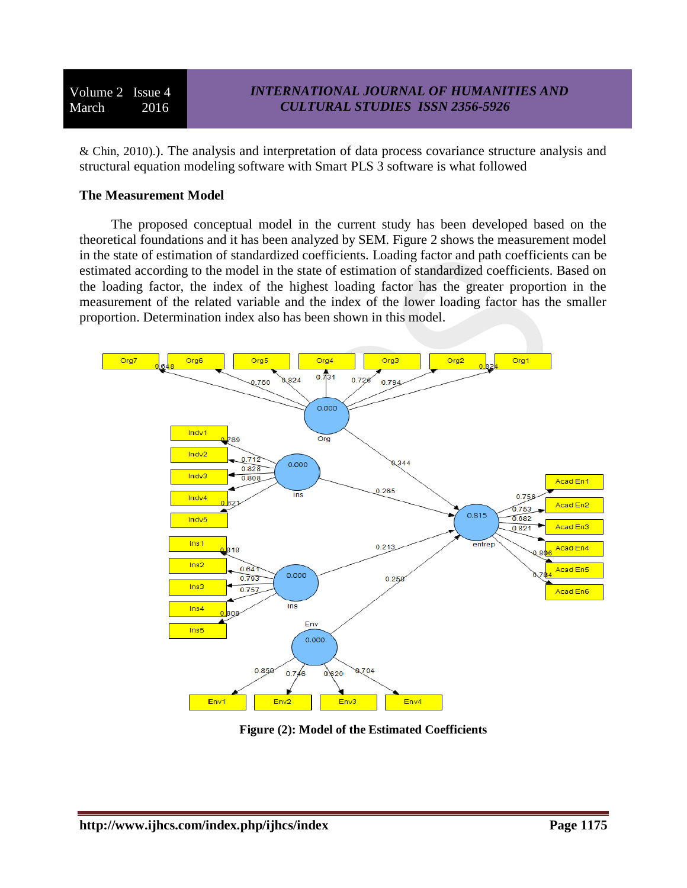& Chin, 2010).). The analysis and interpretation of data process covariance structure analysis and structural equation modeling software with Smart PLS 3 software is what followed

**The Measurement Model**

The proposed conceptual model in the current study has been developed based on the theoretical foundations and it has been analyzed by SEM. Figure 2 shows the measurement model in the state of estimation of standardized coefficients. Loading factor and path coefficients can be estimated according to the model in the state of estimation of standardized coefficients. Based on the loading factor, the index of the highest loading factor has the greater proportion in the measurement of the related variable and the index of the lower loading factor has the smaller proportion. Determination index also has been shown in this model.

**Figure (2): Model of the Estimated Coefficients**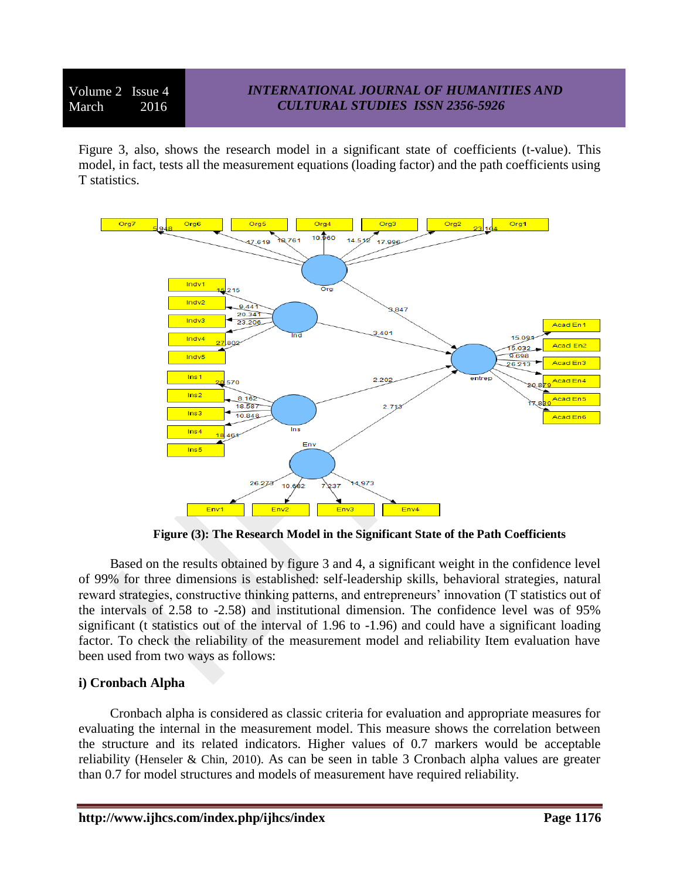Figure 3, also, shows the research model in a significant state of coefficients (t-value). This model, in fact, tests all the measurement equations (loading factor) and the path coefficients using T statistics.

**Figure (3): The Research Model in the Significant State of the Path Coefficients**

Based on the results obtained by figure 3 and 4, a significant weight in the confidence level of 99% for three dimensions is established: self-leadership skills, behavioral strategies, natural reward strategies, constructive thinking patterns, and entrepreneurs' innovation (T statistics out of the intervals of 2.58 to -2.58) and institutional dimension. The confidence level was of 95% significant (t statistics out of the interval of 1.96 to -1.96) and could have a significant loading factor. To check the reliability of the measurement model and reliability Item evaluation have been used from two ways as follows:

**i) Cronbach Alpha**

Cronbach alpha is considered as classic criteria for evaluation and appropriate measures for evaluating the internal in the measurement model. This measure shows the correlation between the structure and its related indicators. Higher values of 0.7 markers would be acceptable reliability (Henseler & Chin, 2010). As can be seen in table 3 Cronbach alpha values are greater than 0.7 for model structures and models of measurement have required reliability.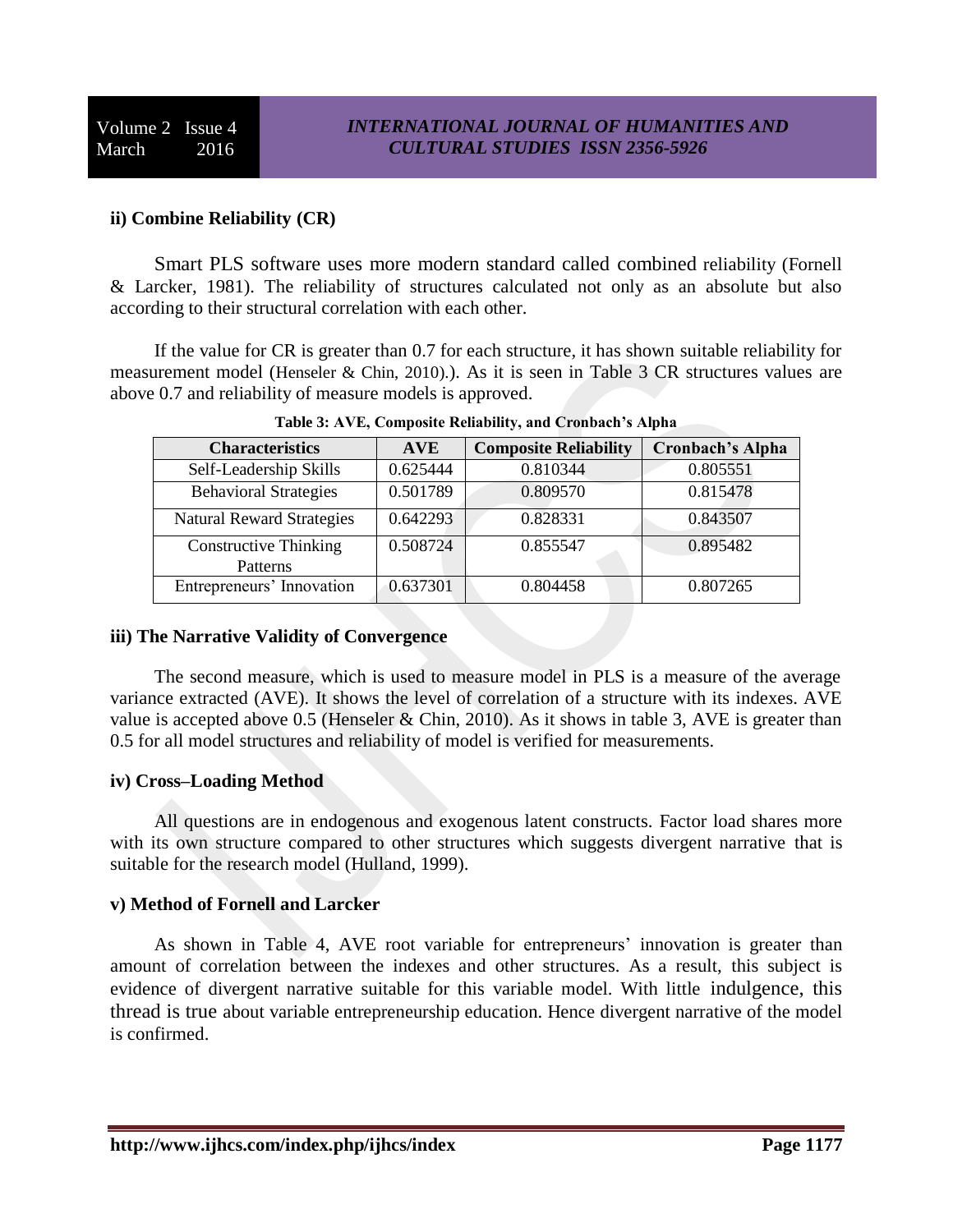### ii) Combine Reliability (CR)

Smart PLS software uses more modern standard called combined reliability (Fornell & Larcker, 1981). The reliability of structures calculated not only as an absolute but also according to their structural correlation with each other.

If the value for CR is greater than 0.7 for each structure, it has shown suitable reliability for measurement model (Henseler & Chin, 2010).). As it is seen in Table 3 CR structures values are above 0.7 and reliability of measure models is approved.

**Table 3: AVE, Composite Reliability, and Cronbach's Alpha**

| Characteristics | AVE | Composite Reliability | Cronbach's Alpha |
|---|---|---|---|
| Self-Leadership Skills | 0.625444 | 0.810344 | 0.805551 |
| Behavioral Strategies | 0.501789 | 0.809570 | 0.815478 |
| Natural Reward Strategies | 0.642293 | 0.828331 | 0.843507 |
| Constructive Thinking Patterns | 0.508724 | 0.855547 | 0.895482 |
| Entrepreneurs' Innovation | 0.637301 | 0.804458 | 0.807265 |

### iii) The Narrative Validity of Convergence

The second measure, which is used to measure model in PLS is a measure of the average variance extracted (AVE). It shows the level of correlation of a structure with its indexes. AVE value is accepted above 0.5 (Henseler & Chin, 2010). As it shows in table 3, AVE is greater than 0.5 for all model structures and reliability of model is verified for measurements.

### iv) Cross–Loading Method

All questions are in endogenous and exogenous latent constructs. Factor load shares more with its own structure compared to other structures which suggests divergent narrative that is suitable for the research model (Hulland, 1999).

### v) Method of Fornell and Larcker

As shown in Table 4, AVE root variable for entrepreneurs' innovation is greater than amount of correlation between the indexes and other structures. As a result, this subject is evidence of divergent narrative suitable for this variable model. With little indulgence, this thread is true about variable entrepreneurship education. Hence divergent narrative of the model is confirmed.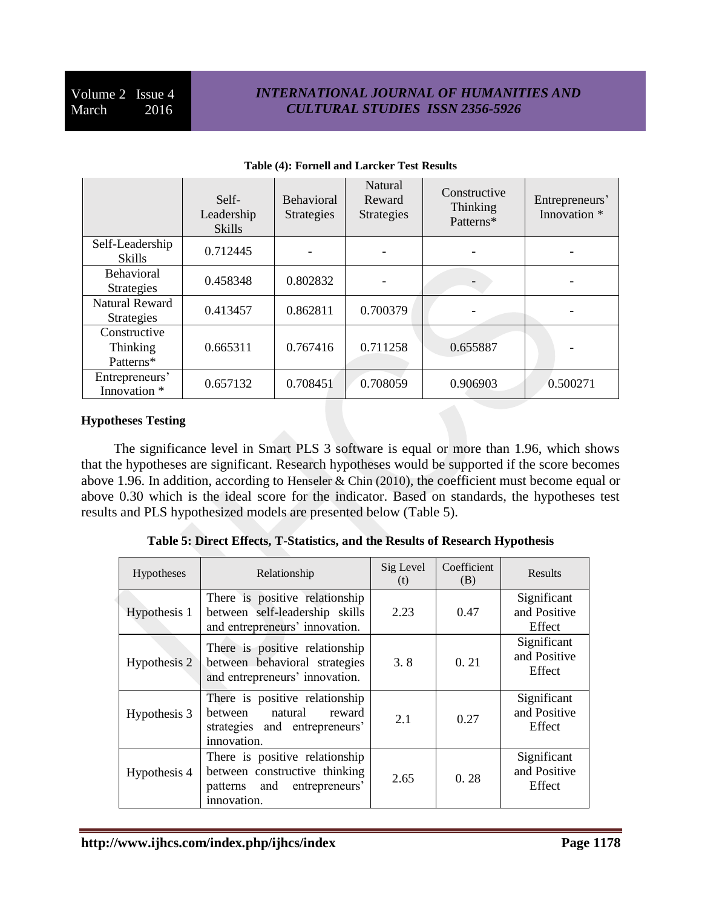**Table (4): Fornell and Larcker Test Results**

| | Self-Leadership Skills | Behavioral Strategies | Natural Reward Strategies | Constructive Thinking Patterns* | Entrepreneurs' Innovation * |
|---|---|---|---|---|---|
| Self-Leadership Skills | 0.712445 | - | - | - | - |
| Behavioral Strategies | 0.458348 | 0.802832 | - | - | - |
| Natural Reward Strategies | 0.413457 | 0.862811 | 0.700379 | - | - |
| Constructive Thinking Patterns* | 0.665311 | 0.767416 | 0.711258 | 0.655887 | - |
| Entrepreneurs' Innovation * | 0.657132 | 0.708451 | 0.708059 | 0.906903 | 0.500271 |

**Hypotheses Testing**

The significance level in Smart PLS 3 software is equal or more than 1.96, which shows that the hypotheses are significant. Research hypotheses would be supported if the score becomes above 1.96. In addition, according to Henseler & Chin (2010), the coefficient must become equal or above 0.30 which is the ideal score for the indicator. Based on standards, the hypotheses test results and PLS hypothesized models are presented below (Table 5).

**Table 5: Direct Effects, T-Statistics, and the Results of Research Hypothesis**

| Hypotheses | Relationship | Sig Level (t) | Coefficient (B) | Results |
|---|---|---|---|---|
| Hypothesis 1 | There is positive relationship between self-leadership skills and entrepreneurs' innovation. | 2.23 | 0.47 | Significant and Positive Effect |
| Hypothesis 2 | There is positive relationship between behavioral strategies and entrepreneurs' innovation. | 3. 8 | 0. 21 | Significant and Positive Effect |
| Hypothesis 3 | There is positive relationship between natural reward strategies and entrepreneurs' innovation. | 2.1 | 0.27 | Significant and Positive Effect |
| Hypothesis 4 | There is positive relationship between constructive thinking patterns and entrepreneurs' innovation. | 2.65 | 0. 28 | Significant and Positive Effect |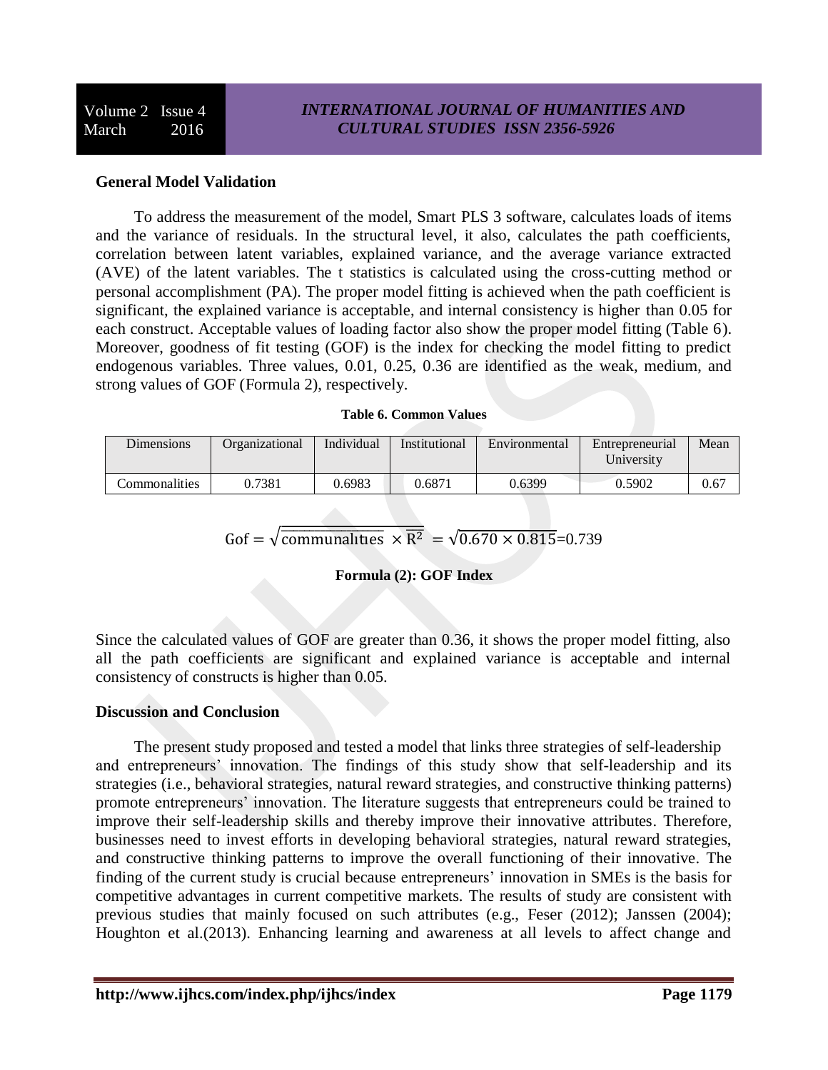### General Model Validation

To address the measurement of the model, Smart PLS 3 software, calculates loads of items and the variance of residuals. In the structural level, it also, calculates the path coefficients, correlation between latent variables, explained variance, and the average variance extracted (AVE) of the latent variables. The t statistics is calculated using the cross-cutting method or personal accomplishment (PA). The proper model fitting is achieved when the path coefficient is significant, the explained variance is acceptable, and internal consistency is higher than 0.05 for each construct. Acceptable values of loading factor also show the proper model fitting (Table 6). Moreover, goodness of fit testing (GOF) is the index for checking the model fitting to predict endogenous variables. Three values, 0.01, 0.25, 0.36 are identified as the weak, medium, and strong values of GOF (Formula 2), respectively.

**Table 6. Common Values**

| Dimensions | Organizational | Individual | Institutional | Environmental | Entrepreneurial University | Mean |
|---|---|---|---|---|---|---|
| Commonalities | 0.7381 | 0.6983 | 0.6871 | 0.6399 | 0.5902 | 0.67 |

$$\text{Gof} = \sqrt{\overline{\text{communalities}} \times \overline{R^2}} = \sqrt{0.670 \times 0.815} = 0.739$$

**Formula (2): GOF Index**

Since the calculated values of GOF are greater than 0.36, it shows the proper model fitting, also all the path coefficients are significant and explained variance is acceptable and internal consistency of constructs is higher than 0.05.

### Discussion and Conclusion

The present study proposed and tested a model that links three strategies of self-leadership and entrepreneurs' innovation. The findings of this study show that self-leadership and its strategies (i.e., behavioral strategies, natural reward strategies, and constructive thinking patterns) promote entrepreneurs' innovation. The literature suggests that entrepreneurs could be trained to improve their self-leadership skills and thereby improve their innovative attributes. Therefore, businesses need to invest efforts in developing behavioral strategies, natural reward strategies, and constructive thinking patterns to improve the overall functioning of their innovative. The finding of the current study is crucial because entrepreneurs' innovation in SMEs is the basis for competitive advantages in current competitive markets. The results of study are consistent with previous studies that mainly focused on such attributes (e.g., Feser (2012); Janssen (2004); Houghton et al.(2013). Enhancing learning and awareness at all levels to affect change and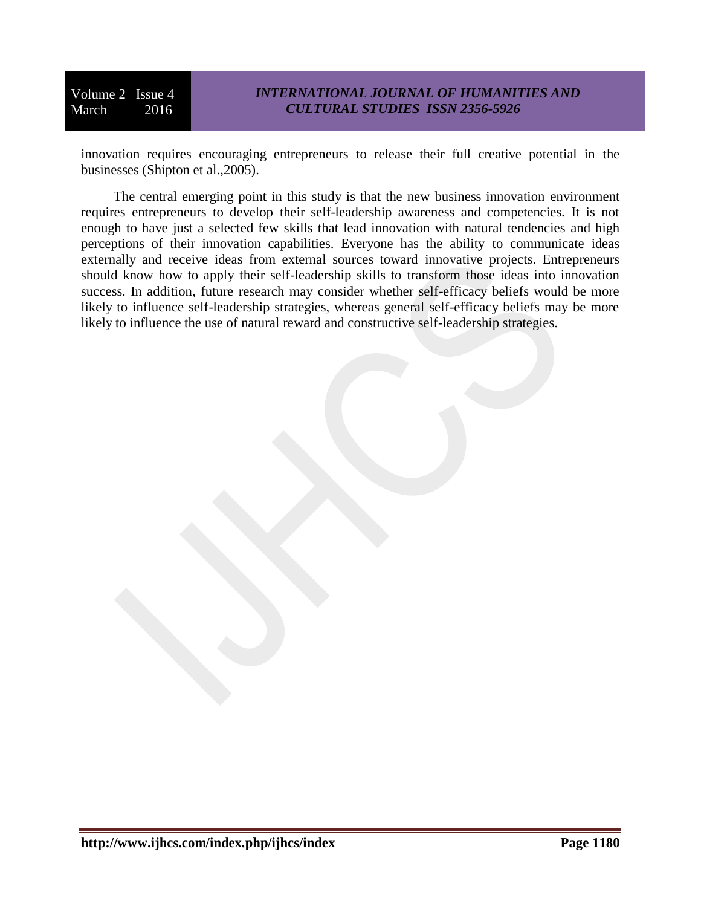innovation requires encouraging entrepreneurs to release their full creative potential in the businesses (Shipton et al.,2005).

The central emerging point in this study is that the new business innovation environment requires entrepreneurs to develop their self-leadership awareness and competencies. It is not enough to have just a selected few skills that lead innovation with natural tendencies and high perceptions of their innovation capabilities. Everyone has the ability to communicate ideas externally and receive ideas from external sources toward innovative projects. Entrepreneurs should know how to apply their self-leadership skills to transform those ideas into innovation success. In addition, future research may consider whether self-efficacy beliefs would be more likely to influence self-leadership strategies, whereas general self-efficacy beliefs may be more likely to influence the use of natural reward and constructive self-leadership strategies.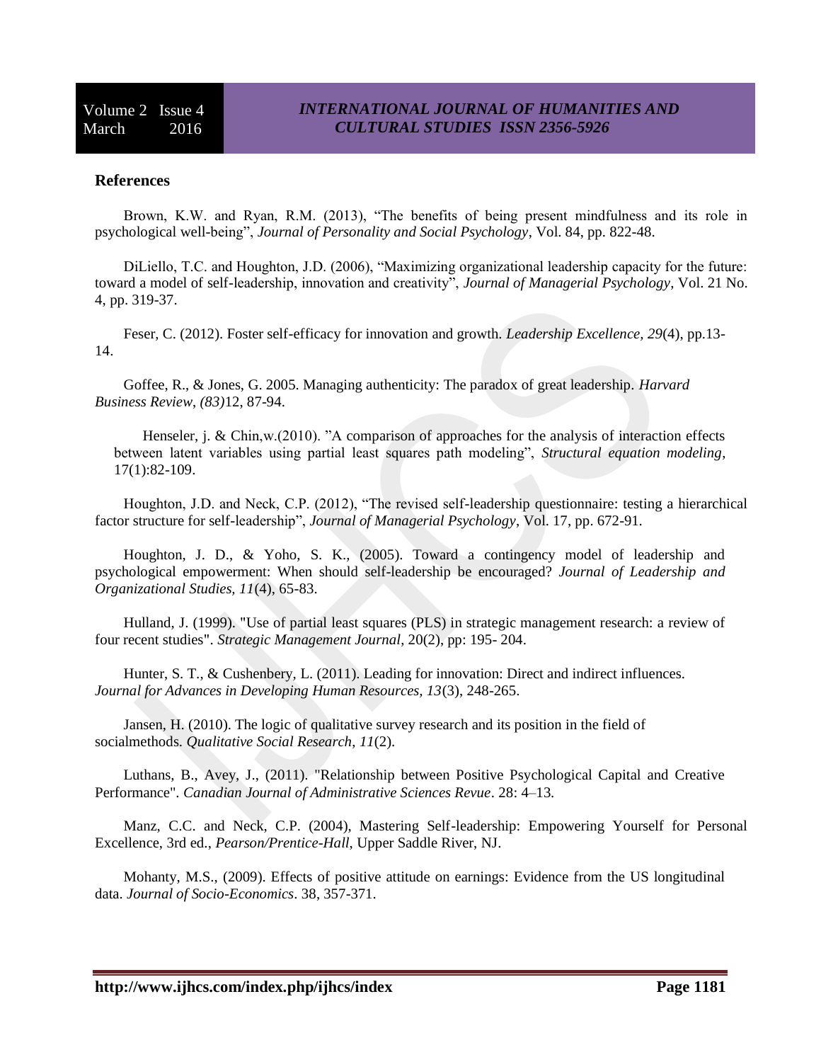**References**

Brown, K.W. and Ryan, R.M. (2013), "The benefits of being present mindfulness and its role in psychological well-being", *Journal of Personality and Social Psychology*, Vol. 84, pp. 822-48.

DiLiello, T.C. and Houghton, J.D. (2006), "Maximizing organizational leadership capacity for the future: toward a model of self-leadership, innovation and creativity", *Journal of Managerial Psychology*, Vol. 21 No. 4, pp. 319-37.

Feser, C. (2012). Foster self-efficacy for innovation and growth. *Leadership Excellence, 29*(4), pp.13-14.

Goffee, R., & Jones, G. 2005. Managing authenticity: The paradox of great leadership. *Harvard Business Review, (83)*12, 87-94.

Henseler, j. & Chin,w.(2010). "A comparison of approaches for the analysis of interaction effects between latent variables using partial least squares path modeling", *Structural equation modeling*, 17(1):82-109.

Houghton, J.D. and Neck, C.P. (2012), "The revised self-leadership questionnaire: testing a hierarchical factor structure for self-leadership", *Journal of Managerial Psychology*, Vol. 17, pp. 672-91.

Houghton, J. D., & Yoho, S. K., (2005). Toward a contingency model of leadership and psychological empowerment: When should self-leadership be encouraged? *Journal of Leadership and Organizational Studies, 11*(4), 65-83.

Hulland, J. (1999). "Use of partial least squares (PLS) in strategic management research: a review of four recent studies". *Strategic Management Journal,* 20(2), pp: 195- 204.

Hunter, S. T., & Cushenbery, L. (2011). Leading for innovation: Direct and indirect influences. *Journal for Advances in Developing Human Resources, 13*(3), 248-265.

Jansen, H. (2010). The logic of qualitative survey research and its position in the field of socialmethods. *Qualitative Social Research, 11*(2).

Luthans, B., Avey, J., (2011). "Relationship between Positive Psychological Capital and Creative Performance". *Canadian Journal of Administrative Sciences Revue*. 28: 4–13.

Manz, C.C. and Neck, C.P. (2004), Mastering Self-leadership: Empowering Yourself for Personal Excellence, 3rd ed., *Pearson/Prentice-Hall*, Upper Saddle River, NJ.

Mohanty, M.S., (2009). Effects of positive attitude on earnings: Evidence from the US longitudinal data. *Journal of Socio-Economics*. 38, 357-371.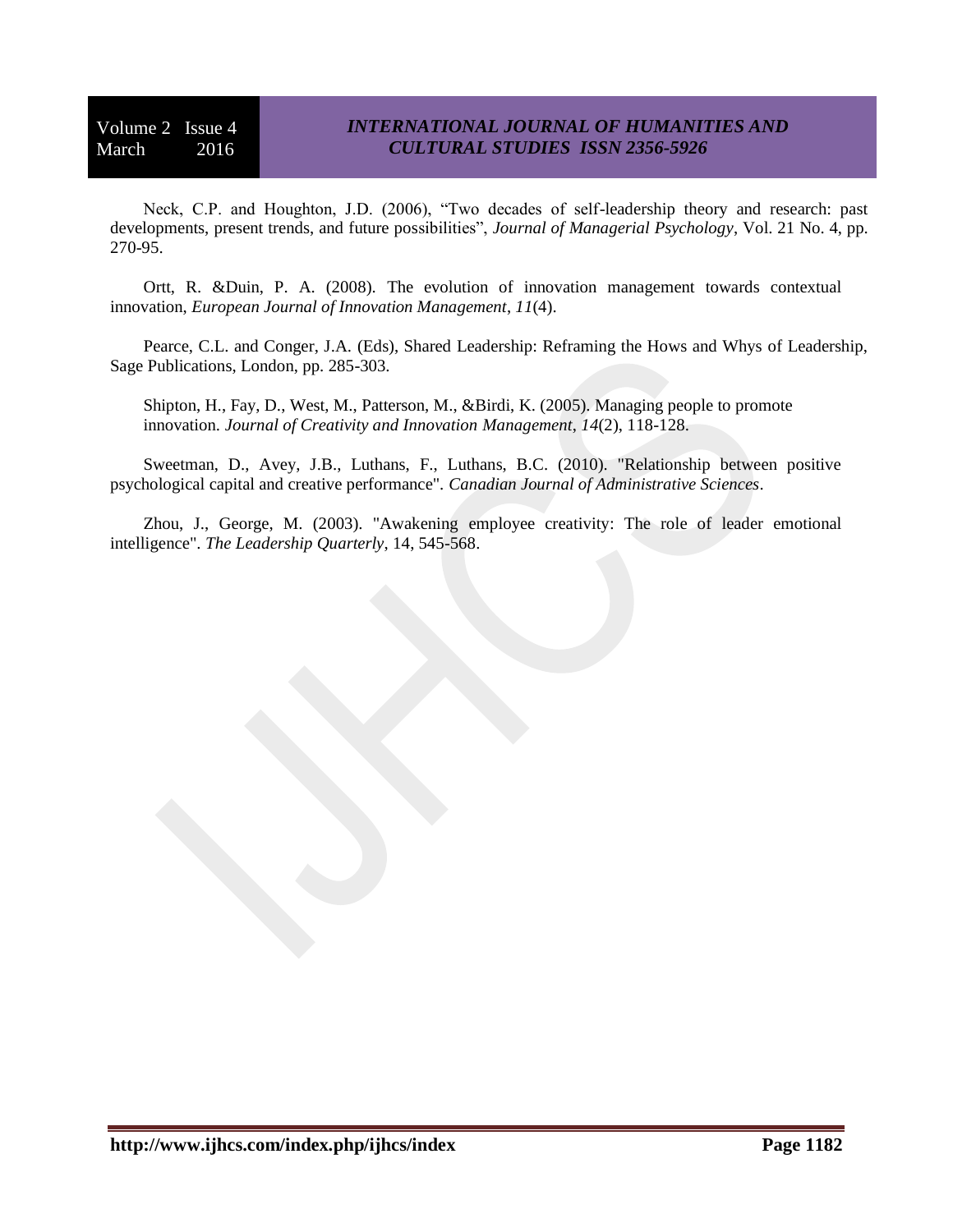Neck, C.P. and Houghton, J.D. (2006), “Two decades of self-leadership theory and research: past developments, present trends, and future possibilities”, *Journal of Managerial Psychology*, Vol. 21 No. 4, pp. 270-95.

Ortt, R. &Duin, P. A. (2008). The evolution of innovation management towards contextual innovation, *European Journal of Innovation Management*, *11*(4).

Pearce, C.L. and Conger, J.A. (Eds), Shared Leadership: Reframing the Hows and Whys of Leadership, Sage Publications, London, pp. 285-303.

Shipton, H., Fay, D., West, M., Patterson, M., &Birdi, K. (2005). Managing people to promote innovation. *Journal of Creativity and Innovation Management*, *14*(2), 118-128.

Sweetman, D., Avey, J.B., Luthans, F., Luthans, B.C. (2010). "Relationship between positive psychological capital and creative performance". *Canadian Journal of Administrative Sciences*.

Zhou, J., George, M. (2003). "Awakening employee creativity: The role of leader emotional intelligence". *The Leadership Quarterly*, 14, 545-568.